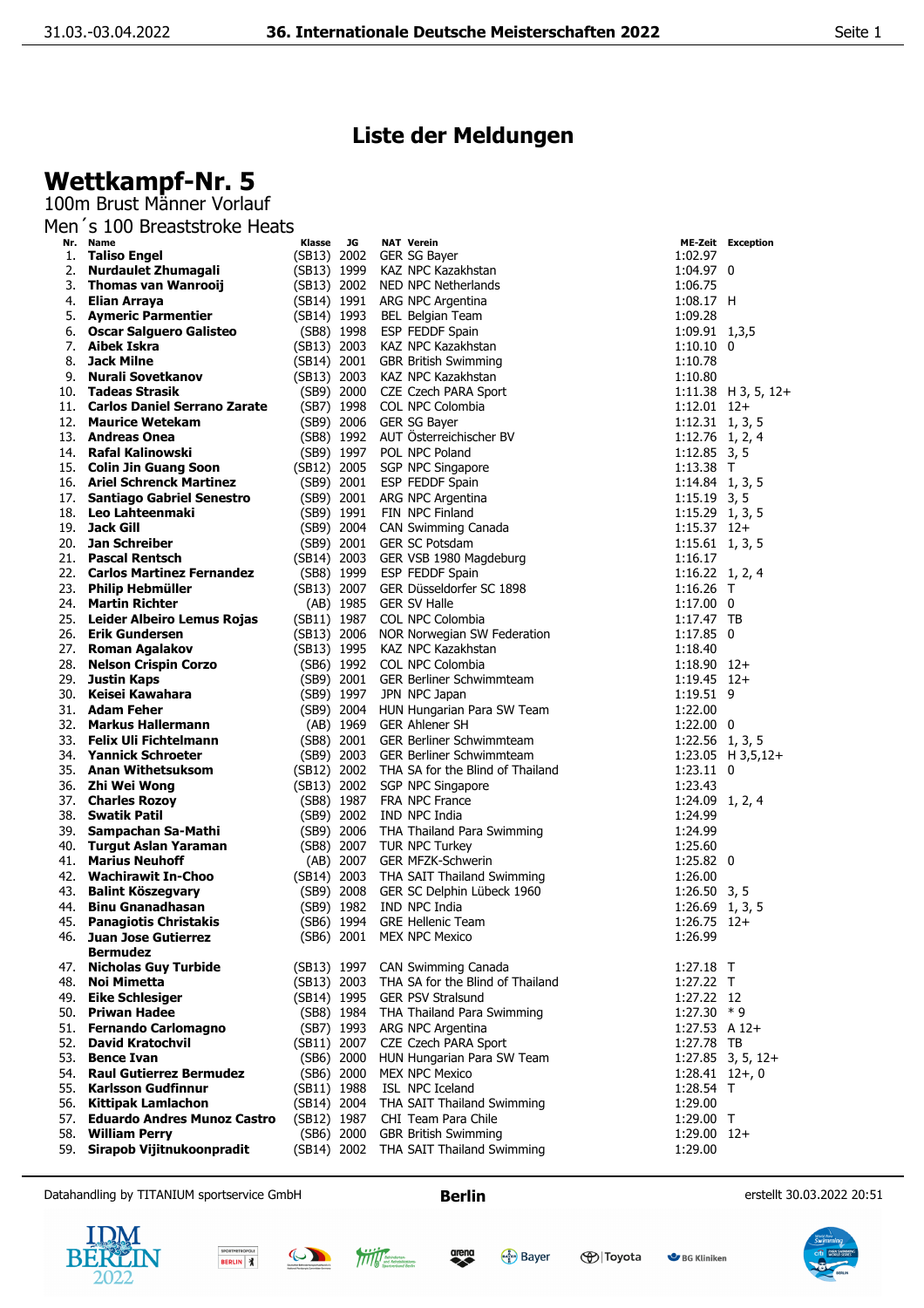## Liste der Meldungen

# Wettkampf-Nr. 5

100m Brust Männer Vorlauf

Men´s 100 Breaststroke Heats

| Nr. | Name | Klasse | JG | NAT | Verein | ME-Zeit | Exception |
|---|---|---|---|---|---|---|---|
| 1. | **Taliso Engel** | (SB13) | 2002 | GER | SG Bayer | 1:02.97 | |
| 2. | **Nurdaulet Zhumagali** | (SB13) | 1999 | KAZ | NPC Kazakhstan | 1:04.97 | 0 |
| 3. | **Thomas van Wanrooij** | (SB13) | 2002 | NED | NPC Netherlands | 1:06.75 | |
| 4. | **Elian Arraya** | (SB14) | 1991 | ARG | NPC Argentina | 1:08.17 | H |
| 5. | **Aymeric Parmentier** | (SB14) | 1993 | BEL | Belgian Team | 1:09.28 | |
| 6. | **Oscar Salguero Galisteo** | (SB8) | 1998 | ESP | FEDDF Spain | 1:09.91 | 1,3,5 |
| 7. | **Aibek Iskra** | (SB13) | 2003 | KAZ | NPC Kazakhstan | 1:10.10 | 0 |
| 8. | **Jack Milne** | (SB14) | 2001 | GBR | British Swimming | 1:10.78 | |
| 9. | **Nurali Sovetkanov** | (SB13) | 2003 | KAZ | NPC Kazakhstan | 1:10.80 | |
| 10. | **Tadeas Strasik** | (SB9) | 2000 | CZE | Czech PARA Sport | 1:11.38 | H 3, 5, 12+ |
| 11. | **Carlos Daniel Serrano Zarate** | (SB7) | 1998 | COL | NPC Colombia | 1:12.01 | 12+ |
| 12. | **Maurice Wetekam** | (SB9) | 2006 | GER | SG Bayer | 1:12.31 | 1, 3, 5 |
| 13. | **Andreas Onea** | (SB8) | 1992 | AUT | Österreichischer BV | 1:12.76 | 1, 2, 4 |
| 14. | **Rafal Kalinowski** | (SB9) | 1997 | POL | NPC Poland | 1:12.85 | 3, 5 |
| 15. | **Colin Jin Guang Soon** | (SB12) | 2005 | SGP | NPC Singapore | 1:13.38 | T |
| 16. | **Ariel Schrenck Martinez** | (SB9) | 2001 | ESP | FEDDF Spain | 1:14.84 | 1, 3, 5 |
| 17. | **Santiago Gabriel Senestro** | (SB9) | 2001 | ARG | NPC Argentina | 1:15.19 | 3, 5 |
| 18. | **Leo Lahteenmaki** | (SB9) | 1991 | FIN | NPC Finland | 1:15.29 | 1, 3, 5 |
| 19. | **Jack Gill** | (SB9) | 2004 | CAN | Swimming Canada | 1:15.37 | 12+ |
| 20. | **Jan Schreiber** | (SB9) | 2001 | GER | SC Potsdam | 1:15.61 | 1, 3, 5 |
| 21. | **Pascal Rentsch** | (SB14) | 2003 | GER | VSB 1980 Magdeburg | 1:16.17 | |
| 22. | **Carlos Martinez Fernandez** | (SB8) | 1999 | ESP | FEDDF Spain | 1:16.22 | 1, 2, 4 |
| 23. | **Philip Hebmüller** | (SB13) | 2007 | GER | Düsseldorfer SC 1898 | 1:16.26 | T |
| 24. | **Martin Richter** | (AB) | 1985 | GER | SV Halle | 1:17.00 | 0 |
| 25. | **Leider Albeiro Lemus Rojas** | (SB11) | 1987 | COL | NPC Colombia | 1:17.47 | TB |
| 26. | **Erik Gundersen** | (SB13) | 2006 | NOR | Norwegian SW Federation | 1:17.85 | 0 |
| 27. | **Roman Agalakov** | (SB13) | 1995 | KAZ | NPC Kazakhstan | 1:18.40 | |
| 28. | **Nelson Crispin Corzo** | (SB6) | 1992 | COL | NPC Colombia | 1:18.90 | 12+ |
| 29. | **Justin Kaps** | (SB9) | 2001 | GER | Berliner Schwimmteam | 1:19.45 | 12+ |
| 30. | **Keisei Kawahara** | (SB9) | 1997 | JPN | NPC Japan | 1:19.51 | 9 |
| 31. | **Adam Feher** | (SB9) | 2004 | HUN | Hungarian Para SW Team | 1:22.00 | |
| 32. | **Markus Hallermann** | (AB) | 1969 | GER | Ahlener SH | 1:22.00 | 0 |
| 33. | **Felix Uli Fichtelmann** | (SB8) | 2001 | GER | Berliner Schwimmteam | 1:22.56 | 1, 3, 5 |
| 34. | **Yannick Schroeter** | (SB9) | 2003 | GER | Berliner Schwimmteam | 1:23.05 | H 3,5,12+ |
| 35. | **Anan Withetsuksom** | (SB12) | 2002 | THA | SA for the Blind of Thailand | 1:23.11 | 0 |
| 36. | **Zhi Wei Wong** | (SB13) | 2002 | SGP | NPC Singapore | 1:23.43 | |
| 37. | **Charles Rozoy** | (SB8) | 1987 | FRA | NPC France | 1:24.09 | 1, 2, 4 |
| 38. | **Swatik Patil** | (SB9) | 2002 | IND | NPC India | 1:24.99 | |
| 39. | **Sampachan Sa-Mathi** | (SB9) | 2006 | THA | Thailand Para Swimming | 1:24.99 | |
| 40. | **Turgut Aslan Yaraman** | (SB8) | 2007 | TUR | NPC Turkey | 1:25.60 | |
| 41. | **Marius Neuhoff** | (AB) | 2007 | GER | MFZK-Schwerin | 1:25.82 | 0 |
| 42. | **Wachirawit In-Choo** | (SB14) | 2003 | THA | SAIT Thailand Swimming | 1:26.00 | |
| 43. | **Balint Köszegvary** | (SB9) | 2008 | GER | SC Delphin Lübeck 1960 | 1:26.50 | 3, 5 |
| 44. | **Binu Gnanadhasan** | (SB9) | 1982 | IND | NPC India | 1:26.69 | 1, 3, 5 |
| 45. | **Panagiotis Christakis** | (SB6) | 1994 | GRE | Hellenic Team | 1:26.75 | 12+ |
| 46. | **Juan Jose Gutierrez Bermudez** | (SB6) | 2001 | MEX | NPC Mexico | 1:26.99 | |
| 47. | **Nicholas Guy Turbide** | (SB13) | 1997 | CAN | Swimming Canada | 1:27.18 | T |
| 48. | **Noi Mimetta** | (SB13) | 2003 | THA | SA for the Blind of Thailand | 1:27.22 | T |
| 49. | **Eike Schlesiger** | (SB14) | 1995 | GER | PSV Stralsund | 1:27.22 | 12 |
| 50. | **Priwan Hadee** | (SB8) | 1984 | THA | Thailand Para Swimming | 1:27.30 | * 9 |
| 51. | **Fernando Carlomagno** | (SB7) | 1993 | ARG | NPC Argentina | 1:27.53 | A 12+ |
| 52. | **David Kratochvil** | (SB11) | 2007 | CZE | Czech PARA Sport | 1:27.78 | TB |
| 53. | **Bence Ivan** | (SB6) | 2000 | HUN | Hungarian Para SW Team | 1:27.85 | 3, 5, 12+ |
| 54. | **Raul Gutierrez Bermudez** | (SB6) | 2000 | MEX | NPC Mexico | 1:28.41 | 12+, 0 |
| 55. | **Karlsson Gudfinnur** | (SB11) | 1988 | ISL | NPC Iceland | 1:28.54 | T |
| 56. | **Kittipak Lamlachon** | (SB14) | 2004 | THA | SAIT Thailand Swimming | 1:29.00 | |
| 57. | **Eduardo Andres Munoz Castro** | (SB12) | 1987 | CHI | Team Para Chile | 1:29.00 | T |
| 58. | **William Perry** | (SB6) | 2000 | GBR | British Swimming | 1:29.00 | 12+ |
| 59. | **Sirapob Vijitnukoonpradit** | (SB14) | 2002 | THA | SAIT Thailand Swimming | 1:29.00 | |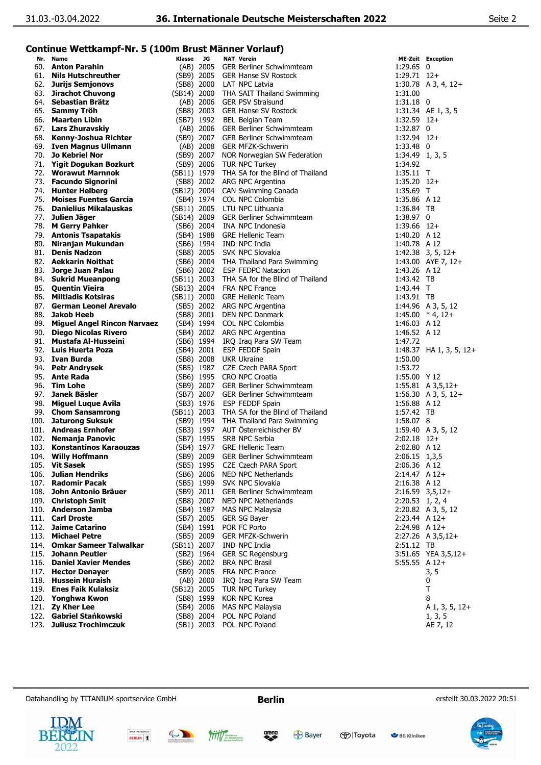## Continue Wettkampf-Nr. 5 (100m Brust Männer Vorlauf)

| Nr. | Name | Klasse | JG | NAT | Verein | ME-Zeit | Exception |
|---|---|---|---|---|---|---|---|
| 60. | **Anton Parahin** | (AB) | 2005 | GER | Berliner Schwimmteam | 1:29.65 | 0 |
| 61. | **Nils Hutschreuther** | (SB9) | 2005 | GER | Hanse SV Rostock | 1:29.71 | 12+ |
| 62. | **Jurijs Semjonovs** | (SB8) | 2000 | LAT | NPC Latvia | 1:30.78 | A 3, 4, 12+ |
| 63. | **Jirachot Chuvong** | (SB14) | 2000 | THA | SAIT Thailand Swimming | 1:31.00 | |
| 64. | **Sebastian Brätz** | (AB) | 2006 | GER | PSV Stralsund | 1:31.18 | 0 |
| 65. | **Sammy Tröh** | (SB8) | 2003 | GER | Hanse SV Rostock | 1:31.34 | AE 1, 3, 5 |
| 66. | **Maarten Libin** | (SB7) | 1992 | BEL | Belgian Team | 1:32.59 | 12+ |
| 67. | **Lars Zhuravskiy** | (AB) | 2006 | GER | Berliner Schwimmteam | 1:32.87 | 0 |
| 68. | **Kenny-Joshua Richter** | (SB9) | 2007 | GER | Berliner Schwimmteam | 1:32.94 | 12+ |
| 69. | **Iven Magnus Ullmann** | (AB) | 2008 | GER | MFZK-Schwerin | 1:33.48 | 0 |
| 70. | **Jo Kebriel Nor** | (SB9) | 2007 | NOR | Norwegian SW Federation | 1:34.49 | 1, 3, 5 |
| 71. | **Yigit Dogukan Bozkurt** | (SB9) | 2006 | TUR | NPC Turkey | 1:34.92 | |
| 72. | **Worawut Marnnok** | (SB11) | 1979 | THA | SA for the Blind of Thailand | 1:35.11 | T |
| 73. | **Facundo Signorini** | (SB8) | 2002 | ARG | NPC Argentina | 1:35.20 | 12+ |
| 74. | **Hunter Helberg** | (SB12) | 2004 | CAN | Swimming Canada | 1:35.69 | T |
| 75. | **Moises Fuentes Garcia** | (SB4) | 1974 | COL | NPC Colombia | 1:35.86 | A 12 |
| 76. | **Danielius Mikalauskas** | (SB11) | 2005 | LTU | NPC Lithuania | 1:36.84 | TB |
| 77. | **Julien Jäger** | (SB14) | 2009 | GER | Berliner Schwimmteam | 1:38.97 | 0 |
| 78. | **M Gerry Pahker** | (SB6) | 2004 | INA | NPC Indonesia | 1:39.66 | 12+ |
| 79. | **Antonis Tsapatakis** | (SB4) | 1988 | GRE | Hellenic Team | 1:40.20 | A 12 |
| 80. | **Niranjan Mukundan** | (SB6) | 1994 | IND | NPC India | 1:40.78 | A 12 |
| 81. | **Denis Nadzon** | (SB8) | 2005 | SVK | NPC Slovakia | 1:42.38 | 3, 5, 12+ |
| 82. | **Aekkarin Noithat** | (SB6) | 2004 | THA | Thailand Para Swimming | 1:43.00 | AYE 7, 12+ |
| 83. | **Jorge Juan Palau** | (SB6) | 2002 | ESP | FEDPC Natacion | 1:43.26 | A 12 |
| 84. | **Sukrid Mueanpong** | (SB11) | 2003 | THA | SA for the Blind of Thailand | 1:43.42 | TB |
| 85. | **Quentin Vieira** | (SB13) | 2004 | FRA | NPC France | 1:43.44 | T |
| 86. | **Miltiadis Kotsiras** | (SB11) | 2000 | GRE | Hellenic Team | 1:43.91 | TB |
| 87. | **German Leonel Arevalo** | (SB5) | 2002 | ARG | NPC Argentina | 1:44.96 | A 3, 5, 12 |
| 88. | **Jakob Heeb** | (SB8) | 2001 | DEN | NPC Danmark | 1:45.00 | * 4, 12+ |
| 89. | **Miguel Angel Rincon Narvaez** | (SB4) | 1994 | COL | NPC Colombia | 1:46.03 | A 12 |
| 90. | **Diego Nicolas Rivero** | (SB4) | 2002 | ARG | NPC Argentina | 1:46.52 | A 12 |
| 91. | **Mustafa Al-Husseini** | (SB6) | 1994 | IRQ | Iraq Para SW Team | 1:47.72 | |
| 92. | **Luis Huerta Poza** | (SB4) | 2001 | ESP | FEDDF Spain | 1:48.37 | HA 1, 3, 5, 12+ |
| 93. | **Ivan Burda** | (SB8) | 2008 | UKR | Ukraine | 1:50.00 | |
| 94. | **Petr Andrysek** | (SB5) | 1987 | CZE | Czech PARA Sport | 1:53.72 | |
| 95. | **Ante Rada** | (SB6) | 1995 | CRO | NPC Croatia | 1:55.00 | Y 12 |
| 96. | **Tim Lohe** | (SB9) | 2007 | GER | Berliner Schwimmteam | 1:55.81 | A 3,5,12+ |
| 97. | **Janek Bäsler** | (SB7) | 2007 | GER | Berliner Schwimmteam | 1:56.30 | A 3, 5, 12+ |
| 98. | **Miguel Luque Avila** | (SB3) | 1976 | ESP | FEDDF Spain | 1:56.88 | A 12 |
| 99. | **Chom Sansamrong** | (SB11) | 2003 | THA | SA for the Blind of Thailand | 1:57.42 | TB |
| 100. | **Jaturong Suksuk** | (SB9) | 1994 | THA | Thailand Para Swimming | 1:58.07 | 8 |
| 101. | **Andreas Ernhofer** | (SB3) | 1997 | AUT | Österreichischer BV | 1:59.40 | A 3, 5, 12 |
| 102. | **Nemanja Panovic** | (SB7) | 1995 | SRB | NPC Serbia | 2:02.18 | 12+ |
| 103. | **Konstantinos Karaouzas** | (SB4) | 1977 | GRE | Hellenic Team | 2:02.80 | A 12 |
| 104. | **Willy Hoffmann** | (SB9) | 2009 | GER | Berliner Schwimmteam | 2:06.15 | 1,3,5 |
| 105. | **Vit Sasek** | (SB5) | 1995 | CZE | Czech PARA Sport | 2:06.36 | A 12 |
| 106. | **Julian Hendriks** | (SB6) | 2006 | NED | NPC Netherlands | 2:14.47 | A 12+ |
| 107. | **Radomir Pacak** | (SB5) | 1999 | SVK | NPC Slovakia | 2:16.38 | A 12 |
| 108. | **John Antonio Bräuer** | (SB9) | 2011 | GER | Berliner Schwimmteam | 2:16.59 | 3,5,12+ |
| 109. | **Christoph Smit** | (SB8) | 2007 | NED | NPC Netherlands | 2:20.53 | 1, 2, 4 |
| 110. | **Anderson Jamba** | (SB4) | 1987 | MAS | NPC Malaysia | 2:20.82 | A 3, 5, 12 |
| 111. | **Carl Droste** | (SB7) | 2005 | GER | SG Bayer | 2:23.44 | A 12+ |
| 112. | **Jaime Catarino** | (SB4) | 1991 | POR | FC Porto | 2:24.98 | A 12+ |
| 113. | **Michael Petre** | (SB5) | 2009 | GER | MFZK-Schwerin | 2:27.26 | A 3,5,12+ |
| 114. | **Omkar Sameer Talwalkar** | (SB11) | 2007 | IND | NPC India | 2:51.12 | TB |
| 115. | **Johann Peutler** | (SB2) | 1964 | GER | SC Regensburg | 3:51.65 | YEA 3,5,12+ |
| 116. | **Daniel Xavier Mendes** | (SB6) | 2002 | BRA | NPC Brasil | 5:55.55 | A 12+ |
| 117. | **Hector Denayer** | (SB9) | 2005 | FRA | NPC France | | 3, 5 |
| 118. | **Hussein Huraish** | (AB) | 2000 | IRQ | Iraq Para SW Team | | 0 |
| 119. | **Enes Faik Kulaksiz** | (SB12) | 2005 | TUR | NPC Turkey | | T |
| 120. | **Yonghwa Kwon** | (SB8) | 1999 | KOR | NPC Korea | | 8 |
| 121. | **Zy Kher Lee** | (SB4) | 2006 | MAS | NPC Malaysia | | A 1, 3, 5, 12+ |
| 122. | **Gabriel Stańkowski** | (SB8) | 2004 | POL | NPC Poland | | 1, 3, 5 |
| 123. | **Juliusz Trochimczuk** | (SB1) | 2003 | POL | NPC Poland | | AE 7, 12 |